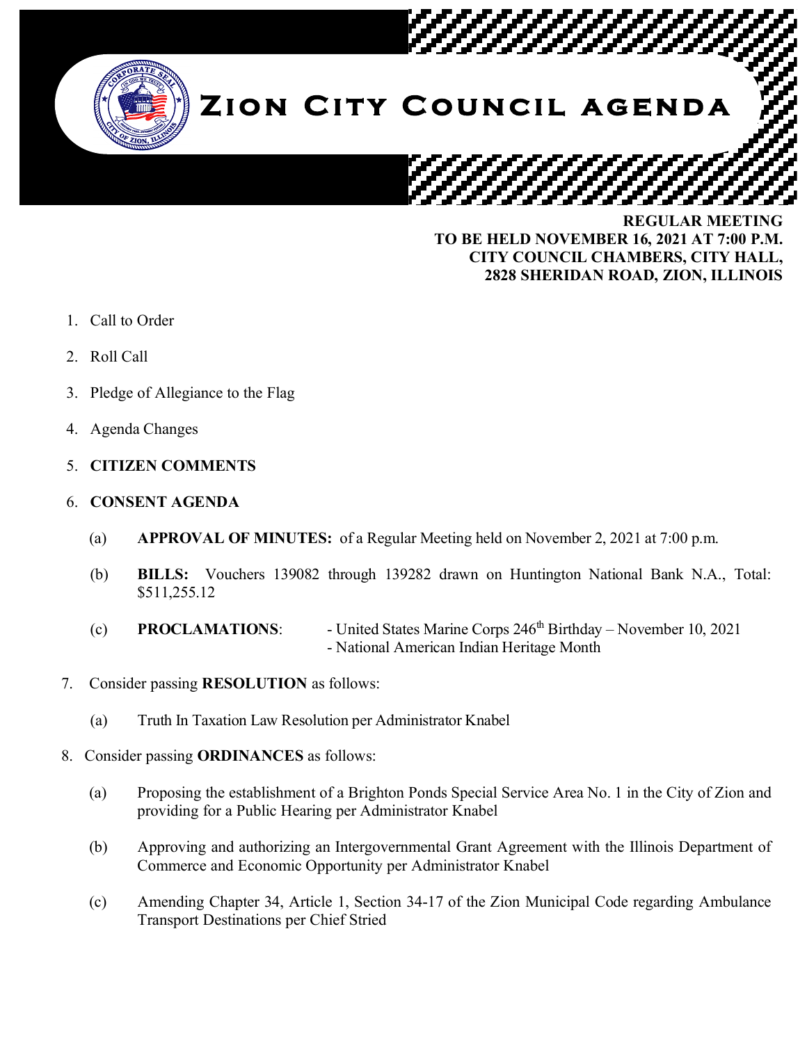# Zion City Council Agenda

**REGULAR MEETING**
**TO BE HELD NOVEMBER 16, 2021 AT 7:00 P.M.**
**CITY COUNCIL CHAMBERS, CITY HALL,**
**2828 SHERIDAN ROAD, ZION, ILLINOIS**

1. Call to Order
2. Roll Call
3. Pledge of Allegiance to the Flag
4. Agenda Changes
5. **CITIZEN COMMENTS**
6. **CONSENT AGENDA**

   (a) **APPROVAL OF MINUTES:** of a Regular Meeting held on November 2, 2021 at 7:00 p.m.

   (b) **BILLS:** Vouchers 139082 through 139282 drawn on Huntington National Bank N.A., Total: $511,255.12

   (c) **PROCLAMATIONS**: - United States Marine Corps 246th Birthday – November 10, 2021
   - National American Indian Heritage Month

7. Consider passing **RESOLUTION** as follows:

   (a) Truth In Taxation Law Resolution per Administrator Knabel

8. Consider passing **ORDINANCES** as follows:

   (a) Proposing the establishment of a Brighton Ponds Special Service Area No. 1 in the City of Zion and providing for a Public Hearing per Administrator Knabel

   (b) Approving and authorizing an Intergovernmental Grant Agreement with the Illinois Department of Commerce and Economic Opportunity per Administrator Knabel

   (c) Amending Chapter 34, Article 1, Section 34-17 of the Zion Municipal Code regarding Ambulance Transport Destinations per Chief Stried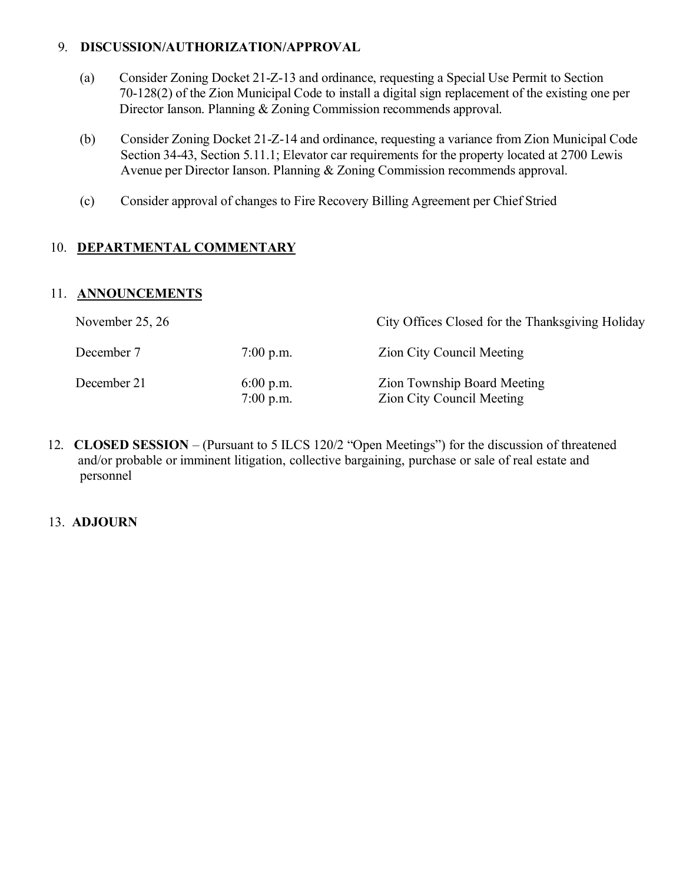9. **DISCUSSION/AUTHORIZATION/APPROVAL**

   (a) Consider Zoning Docket 21-Z-13 and ordinance, requesting a Special Use Permit to Section 70-128(2) of the Zion Municipal Code to install a digital sign replacement of the existing one per Director Ianson. Planning & Zoning Commission recommends approval.

   (b) Consider Zoning Docket 21-Z-14 and ordinance, requesting a variance from Zion Municipal Code Section 34-43, Section 5.11.1; Elevator car requirements for the property located at 2700 Lewis Avenue per Director Ianson. Planning & Zoning Commission recommends approval.

   (c) Consider approval of changes to Fire Recovery Billing Agreement per Chief Stried

10. **DEPARTMENTAL COMMENTARY**

11. **ANNOUNCEMENTS**

| | | |
|---|---|---|
| November 25, 26 | | City Offices Closed for the Thanksgiving Holiday |
| December 7 | 7:00 p.m. | Zion City Council Meeting |
| December 21 | 6:00 p.m.<br>7:00 p.m. | Zion Township Board Meeting<br>Zion City Council Meeting |

12. **CLOSED SESSION** – (Pursuant to 5 ILCS 120/2 "Open Meetings") for the discussion of threatened and/or probable or imminent litigation, collective bargaining, purchase or sale of real estate and personnel

13. **ADJOURN**